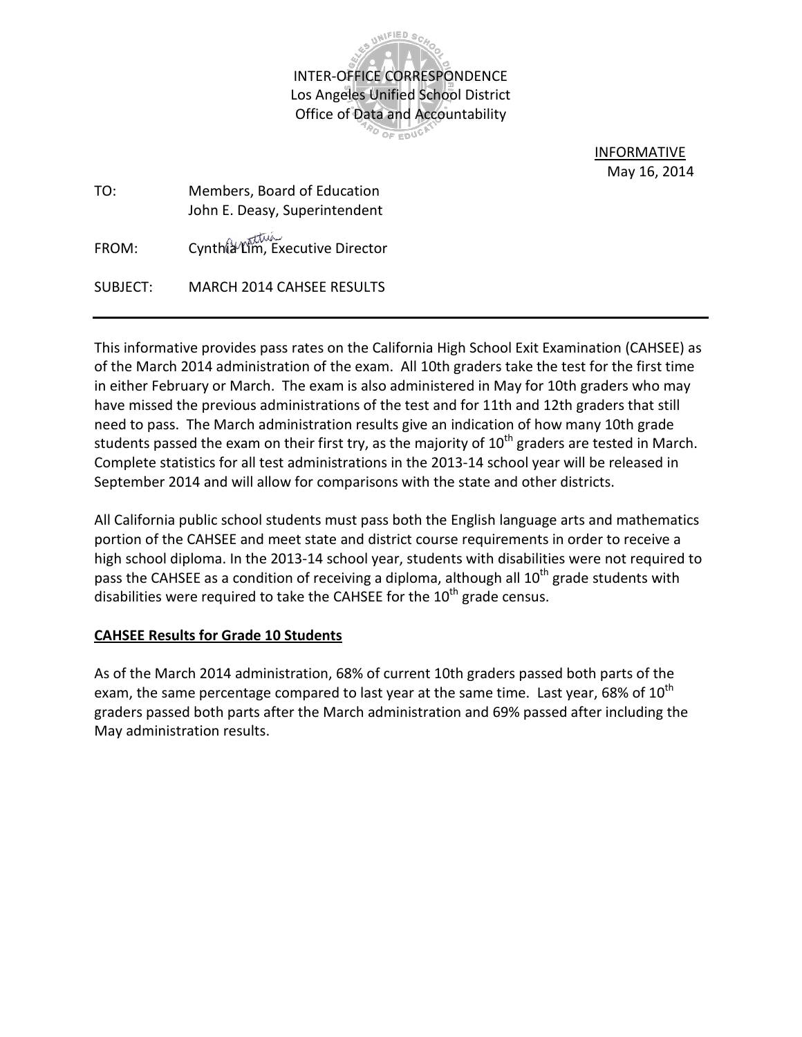INTER-OFFICE CORRESPONDENCE
Los Angeles Unified School District
Office of Data and Accountability

INFORMATIVE
May 16, 2014

TO: Members, Board of Education
John E. Deasy, Superintendent

FROM: Cynthia Lim, Executive Director

SUBJECT: MARCH 2014 CAHSEE RESULTS

---

This informative provides pass rates on the California High School Exit Examination (CAHSEE) as of the March 2014 administration of the exam. All 10th graders take the test for the first time in either February or March. The exam is also administered in May for 10th graders who may have missed the previous administrations of the test and for 11th and 12th graders that still need to pass. The March administration results give an indication of how many 10th grade students passed the exam on their first try, as the majority of 10th graders are tested in March. Complete statistics for all test administrations in the 2013-14 school year will be released in September 2014 and will allow for comparisons with the state and other districts.

All California public school students must pass both the English language arts and mathematics portion of the CAHSEE and meet state and district course requirements in order to receive a high school diploma. In the 2013-14 school year, students with disabilities were not required to pass the CAHSEE as a condition of receiving a diploma, although all 10th grade students with disabilities were required to take the CAHSEE for the 10th grade census.

**CAHSEE Results for Grade 10 Students**

As of the March 2014 administration, 68% of current 10th graders passed both parts of the exam, the same percentage compared to last year at the same time. Last year, 68% of 10th graders passed both parts after the March administration and 69% passed after including the May administration results.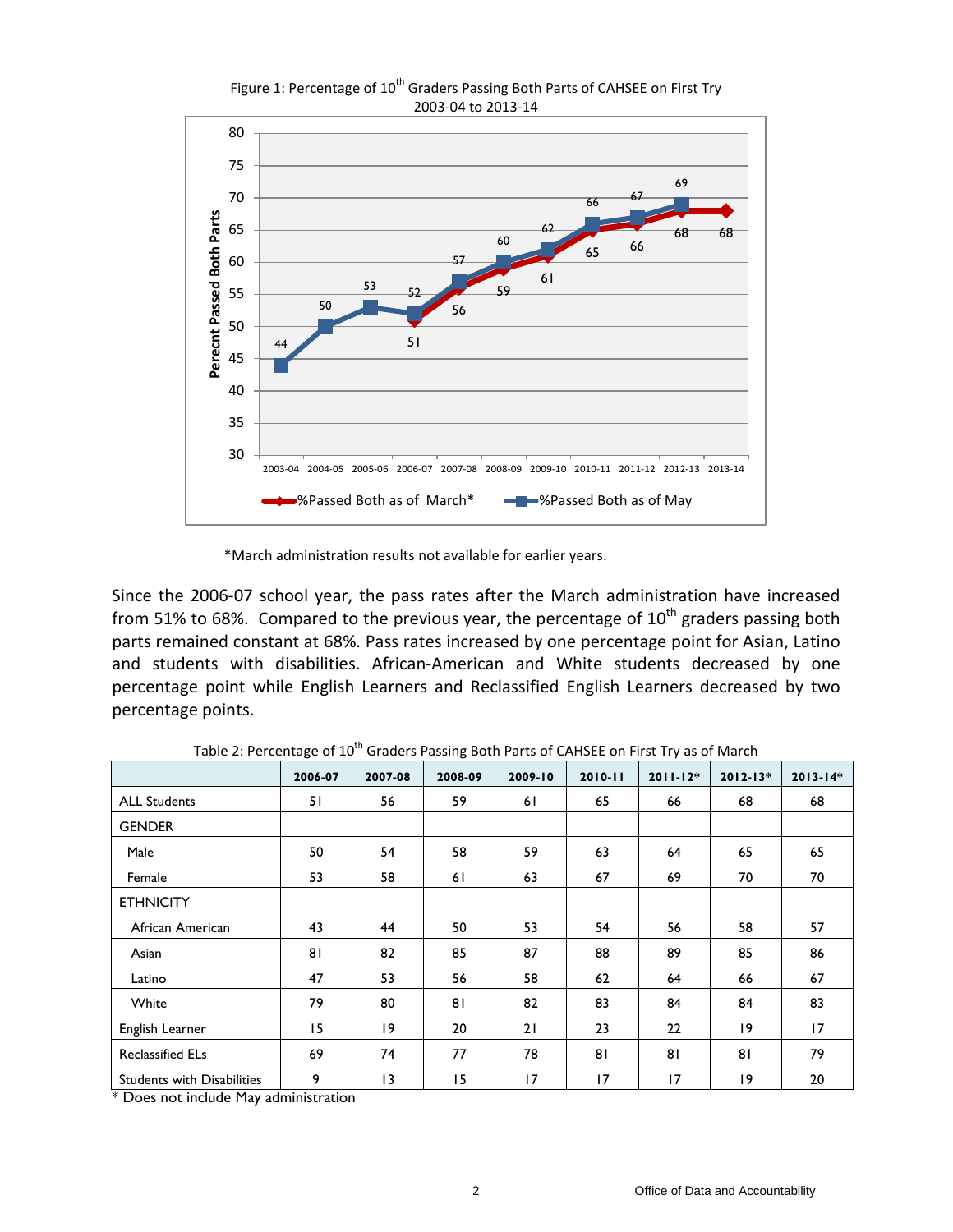Figure 1: Percentage of 10th Graders Passing Both Parts of CAHSEE on First Try 2003-04 to 2013-14

*March administration results not available for earlier years.

Since the 2006-07 school year, the pass rates after the March administration have increased from 51% to 68%. Compared to the previous year, the percentage of 10th graders passing both parts remained constant at 68%. Pass rates increased by one percentage point for Asian, Latino and students with disabilities. African-American and White students decreased by one percentage point while English Learners and Reclassified English Learners decreased by two percentage points.

Table 2: Percentage of 10th Graders Passing Both Parts of CAHSEE on First Try as of March

| | 2006-07 | 2007-08 | 2008-09 | 2009-10 | 2010-11 | 2011-12* | 2012-13* | 2013-14* |
|---|---|---|---|---|---|---|---|---|
| ALL Students | 51 | 56 | 59 | 61 | 65 | 66 | 68 | 68 |
| GENDER | | | | | | | | |
| Male | 50 | 54 | 58 | 59 | 63 | 64 | 65 | 65 |
| Female | 53 | 58 | 61 | 63 | 67 | 69 | 70 | 70 |
| ETHNICITY | | | | | | | | |
| African American | 43 | 44 | 50 | 53 | 54 | 56 | 58 | 57 |
| Asian | 81 | 82 | 85 | 87 | 88 | 89 | 85 | 86 |
| Latino | 47 | 53 | 56 | 58 | 62 | 64 | 66 | 67 |
| White | 79 | 80 | 81 | 82 | 83 | 84 | 84 | 83 |
| English Learner | 15 | 19 | 20 | 21 | 23 | 22 | 19 | 17 |
| Reclassified ELs | 69 | 74 | 77 | 78 | 81 | 81 | 81 | 79 |
| Students with Disabilities | 9 | 13 | 15 | 17 | 17 | 17 | 19 | 20 |

* Does not include May administration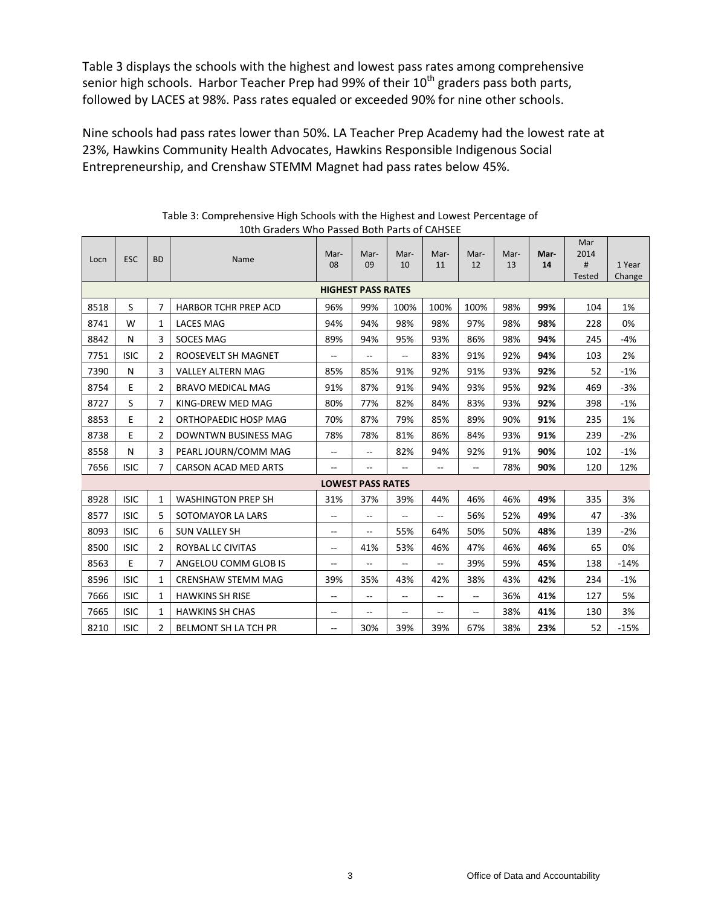Table 3 displays the schools with the highest and lowest pass rates among comprehensive senior high schools. Harbor Teacher Prep had 99% of their 10th graders pass both parts, followed by LACES at 98%. Pass rates equaled or exceeded 90% for nine other schools.

Nine schools had pass rates lower than 50%. LA Teacher Prep Academy had the lowest rate at 23%, Hawkins Community Health Advocates, Hawkins Responsible Indigenous Social Entrepreneurship, and Crenshaw STEMM Magnet had pass rates below 45%.

Table 3: Comprehensive High Schools with the Highest and Lowest Percentage of 10th Graders Who Passed Both Parts of CAHSEE

| Locn | ESC | BD | Name | Mar-08 | Mar-09 | Mar-10 | Mar-11 | Mar-12 | Mar-13 | **Mar-14** | Mar 2014 # Tested | 1 Year Change |
|---|---|---|---|---|---|---|---|---|---|---|---|---|
| **HIGHEST PASS RATES** | | | | | | | | | | | | |
| 8518 | S | 7 | HARBOR TCHR PREP ACD | 96% | 99% | 100% | 100% | 100% | 98% | **99%** | 104 | 1% |
| 8741 | W | 1 | LACES MAG | 94% | 94% | 98% | 98% | 97% | 98% | **98%** | 228 | 0% |
| 8842 | N | 3 | SOCES MAG | 89% | 94% | 95% | 93% | 86% | 98% | **94%** | 245 | -4% |
| 7751 | ISIC | 2 | ROOSEVELT SH MAGNET | -- | -- | -- | 83% | 91% | 92% | **94%** | 103 | 2% |
| 7390 | N | 3 | VALLEY ALTERN MAG | 85% | 85% | 91% | 92% | 91% | 93% | **92%** | 52 | -1% |
| 8754 | E | 2 | BRAVO MEDICAL MAG | 91% | 87% | 91% | 94% | 93% | 95% | **92%** | 469 | -3% |
| 8727 | S | 7 | KING-DREW MED MAG | 80% | 77% | 82% | 84% | 83% | 93% | **92%** | 398 | -1% |
| 8853 | E | 2 | ORTHOPAEDIC HOSP MAG | 70% | 87% | 79% | 85% | 89% | 90% | **91%** | 235 | 1% |
| 8738 | E | 2 | DOWNTWN BUSINESS MAG | 78% | 78% | 81% | 86% | 84% | 93% | **91%** | 239 | -2% |
| 8558 | N | 3 | PEARL JOURN/COMM MAG | -- | -- | 82% | 94% | 92% | 91% | **90%** | 102 | -1% |
| 7656 | ISIC | 7 | CARSON ACAD MED ARTS | -- | -- | -- | -- | -- | 78% | **90%** | 120 | 12% |
| **LOWEST PASS RATES** | | | | | | | | | | | | |
| 8928 | ISIC | 1 | WASHINGTON PREP SH | 31% | 37% | 39% | 44% | 46% | 46% | **49%** | 335 | 3% |
| 8577 | ISIC | 5 | SOTOMAYOR LA LARS | -- | -- | -- | -- | 56% | 52% | **49%** | 47 | -3% |
| 8093 | ISIC | 6 | SUN VALLEY SH | -- | -- | 55% | 64% | 50% | 50% | **48%** | 139 | -2% |
| 8500 | ISIC | 2 | ROYBAL LC CIVITAS | -- | 41% | 53% | 46% | 47% | 46% | **46%** | 65 | 0% |
| 8563 | E | 7 | ANGELOU COMM GLOB IS | -- | -- | -- | -- | 39% | 59% | **45%** | 138 | -14% |
| 8596 | ISIC | 1 | CRENSHAW STEMM MAG | 39% | 35% | 43% | 42% | 38% | 43% | **42%** | 234 | -1% |
| 7666 | ISIC | 1 | HAWKINS SH RISE | -- | -- | -- | -- | -- | 36% | **41%** | 127 | 5% |
| 7665 | ISIC | 1 | HAWKINS SH CHAS | -- | -- | -- | -- | -- | 38% | **41%** | 130 | 3% |
| 8210 | ISIC | 2 | BELMONT SH LA TCH PR | -- | 30% | 39% | 39% | 67% | 38% | **23%** | 52 | -15% |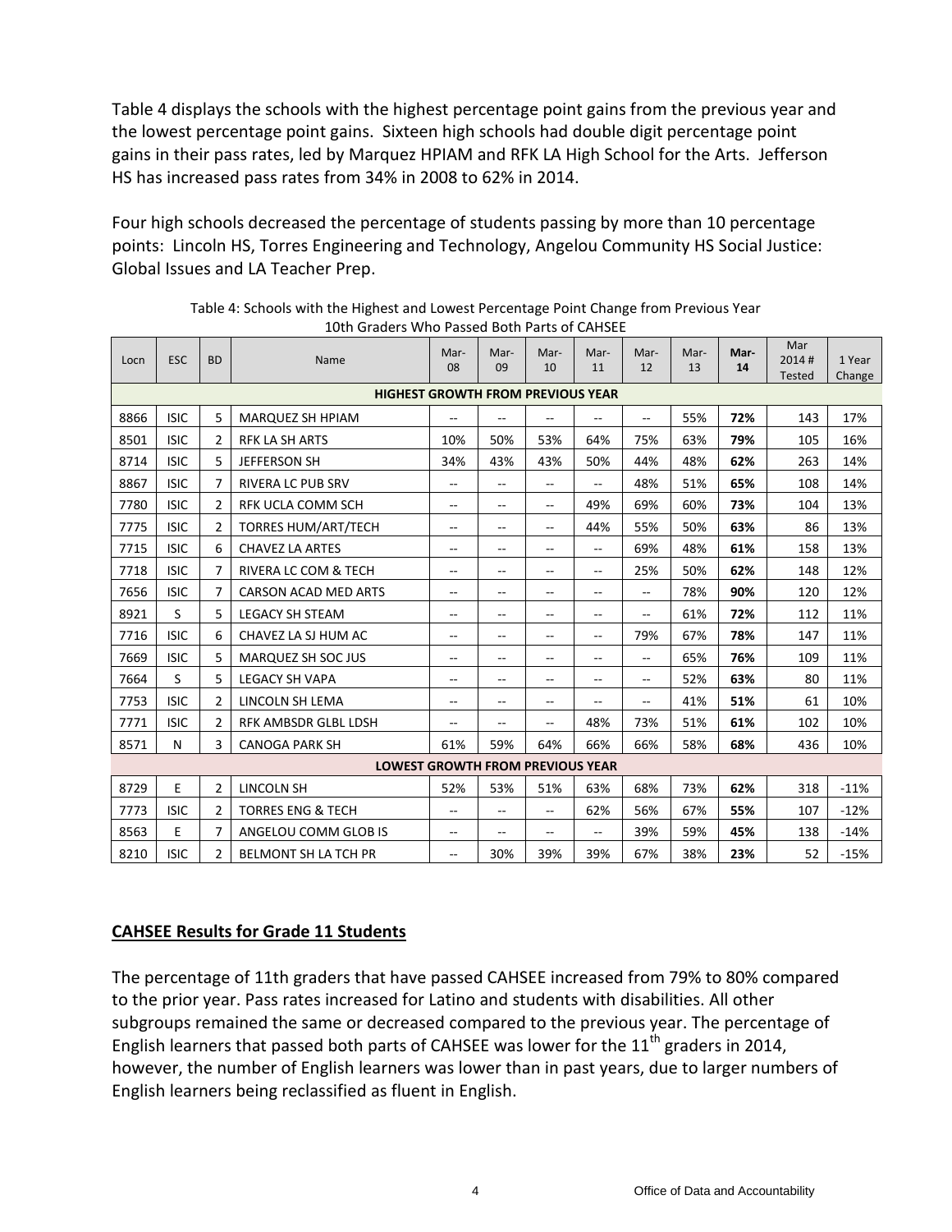Table 4 displays the schools with the highest percentage point gains from the previous year and the lowest percentage point gains. Sixteen high schools had double digit percentage point gains in their pass rates, led by Marquez HPIAM and RFK LA High School for the Arts. Jefferson HS has increased pass rates from 34% in 2008 to 62% in 2014.

Four high schools decreased the percentage of students passing by more than 10 percentage points: Lincoln HS, Torres Engineering and Technology, Angelou Community HS Social Justice: Global Issues and LA Teacher Prep.

Table 4: Schools with the Highest and Lowest Percentage Point Change from Previous Year
10th Graders Who Passed Both Parts of CAHSEE

| Locn | ESC | BD | Name | Mar-08 | Mar-09 | Mar-10 | Mar-11 | Mar-12 | Mar-13 | **Mar-14** | Mar 2014 # Tested | 1 Year Change |
|---|---|---|---|---|---|---|---|---|---|---|---|---|
| **HIGHEST GROWTH FROM PREVIOUS YEAR** | | | | | | | | | | | | |
| 8866 | ISIC | 5 | MARQUEZ SH HPIAM | -- | -- | -- | -- | -- | 55% | **72%** | 143 | 17% |
| 8501 | ISIC | 2 | RFK LA SH ARTS | 10% | 50% | 53% | 64% | 75% | 63% | **79%** | 105 | 16% |
| 8714 | ISIC | 5 | JEFFERSON SH | 34% | 43% | 43% | 50% | 44% | 48% | **62%** | 263 | 14% |
| 8867 | ISIC | 7 | RIVERA LC PUB SRV | -- | -- | -- | -- | 48% | 51% | **65%** | 108 | 14% |
| 7780 | ISIC | 2 | RFK UCLA COMM SCH | -- | -- | -- | 49% | 69% | 60% | **73%** | 104 | 13% |
| 7775 | ISIC | 2 | TORRES HUM/ART/TECH | -- | -- | -- | 44% | 55% | 50% | **63%** | 86 | 13% |
| 7715 | ISIC | 6 | CHAVEZ LA ARTES | -- | -- | -- | -- | 69% | 48% | **61%** | 158 | 13% |
| 7718 | ISIC | 7 | RIVERA LC COM & TECH | -- | -- | -- | -- | 25% | 50% | **62%** | 148 | 12% |
| 7656 | ISIC | 7 | CARSON ACAD MED ARTS | -- | -- | -- | -- | -- | 78% | **90%** | 120 | 12% |
| 8921 | S | 5 | LEGACY SH STEAM | -- | -- | -- | -- | -- | 61% | **72%** | 112 | 11% |
| 7716 | ISIC | 6 | CHAVEZ LA SJ HUM AC | -- | -- | -- | -- | 79% | 67% | **78%** | 147 | 11% |
| 7669 | ISIC | 5 | MARQUEZ SH SOC JUS | -- | -- | -- | -- | -- | 65% | **76%** | 109 | 11% |
| 7664 | S | 5 | LEGACY SH VAPA | -- | -- | -- | -- | -- | 52% | **63%** | 80 | 11% |
| 7753 | ISIC | 2 | LINCOLN SH LEMA | -- | -- | -- | -- | -- | 41% | **51%** | 61 | 10% |
| 7771 | ISIC | 2 | RFK AMBSDR GLBL LDSH | -- | -- | -- | 48% | 73% | 51% | **61%** | 102 | 10% |
| 8571 | N | 3 | CANOGA PARK SH | 61% | 59% | 64% | 66% | 66% | 58% | **68%** | 436 | 10% |
| **LOWEST GROWTH FROM PREVIOUS YEAR** | | | | | | | | | | | | |
| 8729 | E | 2 | LINCOLN SH | 52% | 53% | 51% | 63% | 68% | 73% | **62%** | 318 | -11% |
| 7773 | ISIC | 2 | TORRES ENG & TECH | -- | -- | -- | 62% | 56% | 67% | **55%** | 107 | -12% |
| 8563 | E | 7 | ANGELOU COMM GLOB IS | -- | -- | -- | -- | 39% | 59% | **45%** | 138 | -14% |
| 8210 | ISIC | 2 | BELMONT SH LA TCH PR | -- | 30% | 39% | 39% | 67% | 38% | **23%** | 52 | -15% |

## CAHSEE Results for Grade 11 Students

The percentage of 11th graders that have passed CAHSEE increased from 79% to 80% compared to the prior year. Pass rates increased for Latino and students with disabilities. All other subgroups remained the same or decreased compared to the previous year. The percentage of English learners that passed both parts of CAHSEE was lower for the 11th graders in 2014, however, the number of English learners was lower than in past years, due to larger numbers of English learners being reclassified as fluent in English.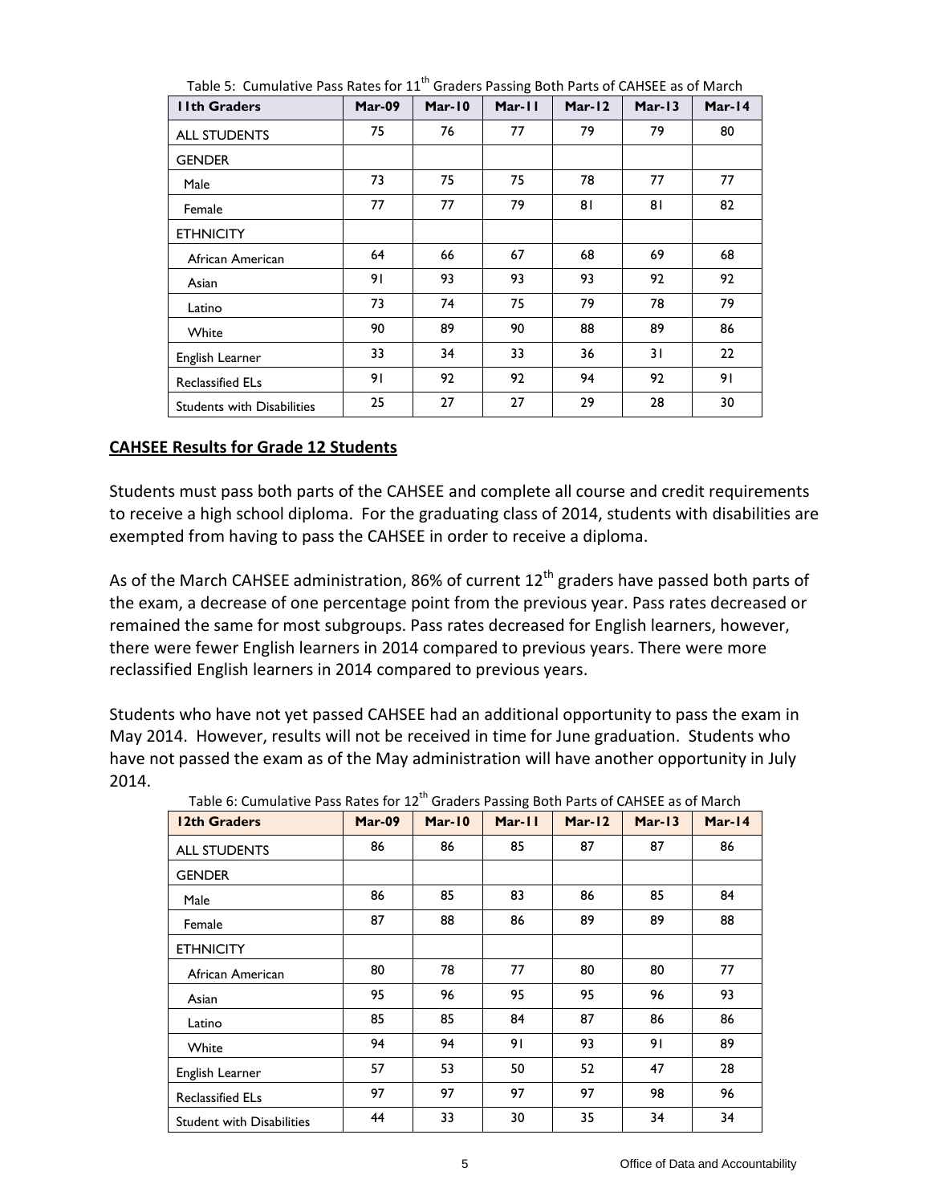Table 5: Cumulative Pass Rates for 11th Graders Passing Both Parts of CAHSEE as of March

| 11th Graders | Mar-09 | Mar-10 | Mar-11 | Mar-12 | Mar-13 | Mar-14 |
|---|---|---|---|---|---|---|
| ALL STUDENTS | 75 | 76 | 77 | 79 | 79 | 80 |
| GENDER | | | | | | |
| Male | 73 | 75 | 75 | 78 | 77 | 77 |
| Female | 77 | 77 | 79 | 81 | 81 | 82 |
| ETHNICITY | | | | | | |
| African American | 64 | 66 | 67 | 68 | 69 | 68 |
| Asian | 91 | 93 | 93 | 93 | 92 | 92 |
| Latino | 73 | 74 | 75 | 79 | 78 | 79 |
| White | 90 | 89 | 90 | 88 | 89 | 86 |
| English Learner | 33 | 34 | 33 | 36 | 31 | 22 |
| Reclassified ELs | 91 | 92 | 92 | 94 | 92 | 91 |
| Students with Disabilities | 25 | 27 | 27 | 29 | 28 | 30 |

## CAHSEE Results for Grade 12 Students

Students must pass both parts of the CAHSEE and complete all course and credit requirements to receive a high school diploma. For the graduating class of 2014, students with disabilities are exempted from having to pass the CAHSEE in order to receive a diploma.

As of the March CAHSEE administration, 86% of current 12th graders have passed both parts of the exam, a decrease of one percentage point from the previous year. Pass rates decreased or remained the same for most subgroups. Pass rates decreased for English learners, however, there were fewer English learners in 2014 compared to previous years. There were more reclassified English learners in 2014 compared to previous years.

Students who have not yet passed CAHSEE had an additional opportunity to pass the exam in May 2014. However, results will not be received in time for June graduation. Students who have not passed the exam as of the May administration will have another opportunity in July 2014.

Table 6: Cumulative Pass Rates for 12th Graders Passing Both Parts of CAHSEE as of March

| 12th Graders | Mar-09 | Mar-10 | Mar-11 | Mar-12 | Mar-13 | Mar-14 |
|---|---|---|---|---|---|---|
| ALL STUDENTS | 86 | 86 | 85 | 87 | 87 | 86 |
| GENDER | | | | | | |
| Male | 86 | 85 | 83 | 86 | 85 | 84 |
| Female | 87 | 88 | 86 | 89 | 89 | 88 |
| ETHNICITY | | | | | | |
| African American | 80 | 78 | 77 | 80 | 80 | 77 |
| Asian | 95 | 96 | 95 | 95 | 96 | 93 |
| Latino | 85 | 85 | 84 | 87 | 86 | 86 |
| White | 94 | 94 | 91 | 93 | 91 | 89 |
| English Learner | 57 | 53 | 50 | 52 | 47 | 28 |
| Reclassified ELs | 97 | 97 | 97 | 97 | 98 | 96 |
| Student with Disabilities | 44 | 33 | 30 | 35 | 34 | 34 |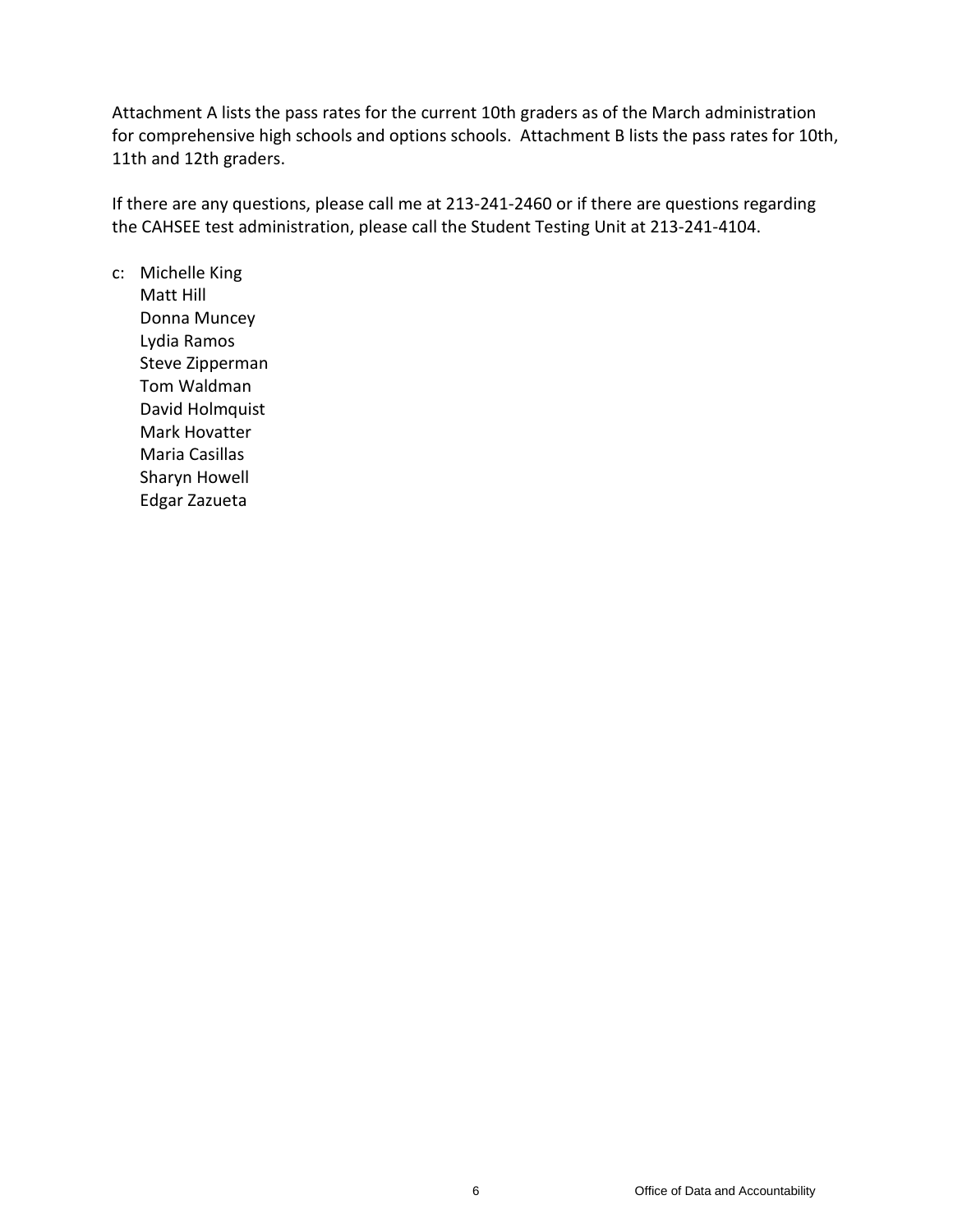Attachment A lists the pass rates for the current 10th graders as of the March administration for comprehensive high schools and options schools. Attachment B lists the pass rates for 10th, 11th and 12th graders.

If there are any questions, please call me at 213-241-2460 or if there are questions regarding the CAHSEE test administration, please call the Student Testing Unit at 213-241-4104.

c: Michelle King
Matt Hill
Donna Muncey
Lydia Ramos
Steve Zipperman
Tom Waldman
David Holmquist
Mark Hovatter
Maria Casillas
Sharyn Howell
Edgar Zazueta